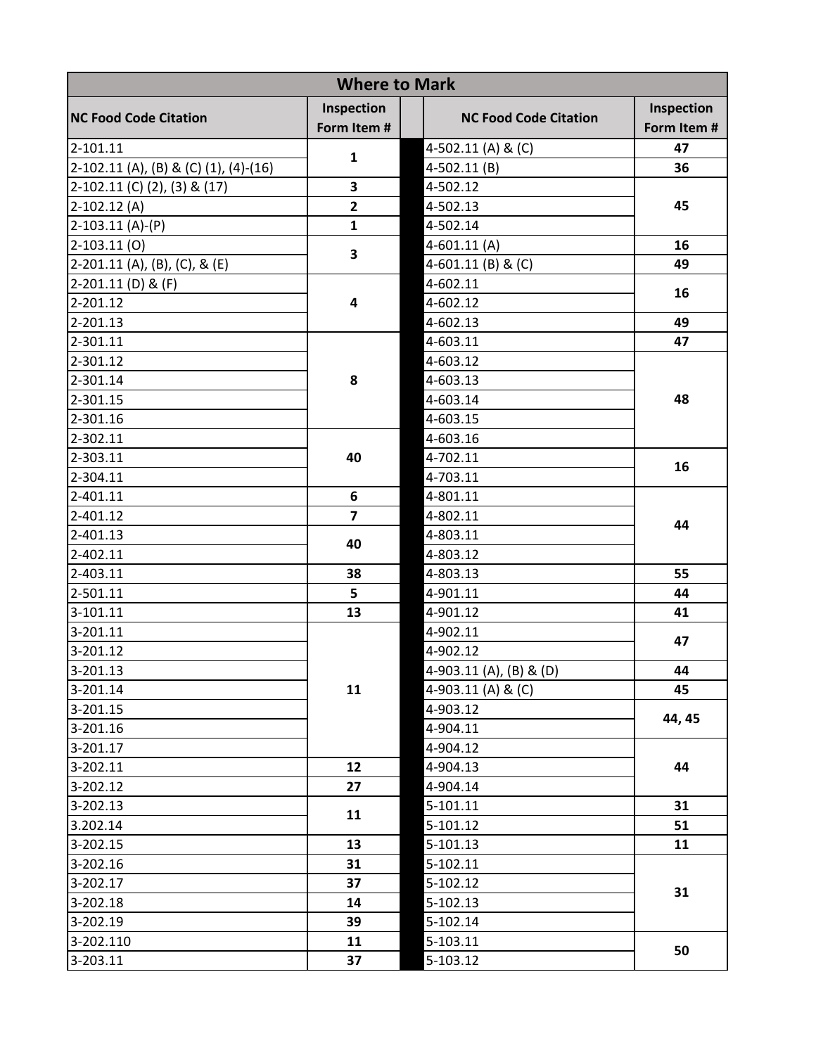| Where to Mark | | | | |
|---|---|---|---|---|
| **NC Food Code Citation** | **Inspection Form Item #** | | **NC Food Code Citation** | **Inspection Form Item #** |
| 2-101.11 | **1** | | 4-502.11 (A) & (C) | **47** |
| 2-102.11 (A), (B) & (C) (1), (4)-(16) | **1** | | 4-502.11 (B) | **36** |
| 2-102.11 (C) (2), (3) & (17) | **3** | | 4-502.12 | **45** |
| 2-102.12 (A) | **2** | | 4-502.13 | **45** |
| 2-103.11 (A)-(P) | **1** | | 4-502.14 | **45** |
| 2-103.11 (O) | **3** | | 4-601.11 (A) | **16** |
| 2-201.11 (A), (B), (C), & (E) | **3** | | 4-601.11 (B) & (C) | **49** |
| 2-201.11 (D) & (F) | **4** | | 4-602.11 | **16** |
| 2-201.12 | **4** | | 4-602.12 | **16** |
| 2-201.13 | **4** | | 4-602.13 | **49** |
| 2-301.11 | **8** | | 4-603.11 | **47** |
| 2-301.12 | **8** | | 4-603.12 | **48** |
| 2-301.14 | **8** | | 4-603.13 | **48** |
| 2-301.15 | **8** | | 4-603.14 | **48** |
| 2-301.16 | **8** | | 4-603.15 | **48** |
| 2-302.11 | **40** | | 4-603.16 | **48** |
| 2-303.11 | **40** | | 4-702.11 | **16** |
| 2-304.11 | **40** | | 4-703.11 | **16** |
| 2-401.11 | **6** | | 4-801.11 | **44** |
| 2-401.12 | **7** | | 4-802.11 | **44** |
| 2-401.13 | **40** | | 4-803.11 | **44** |
| 2-402.11 | **40** | | 4-803.12 | **44** |
| 2-403.11 | **38** | | 4-803.13 | **55** |
| 2-501.11 | **5** | | 4-901.11 | **44** |
| 3-101.11 | **13** | | 4-901.12 | **41** |
| 3-201.11 | **11** | | 4-902.11 | **47** |
| 3-201.12 | **11** | | 4-902.12 | **47** |
| 3-201.13 | **11** | | 4-903.11 (A), (B) & (D) | **44** |
| 3-201.14 | **11** | | 4-903.11 (A) & (C) | **45** |
| 3-201.15 | **11** | | 4-903.12 | **44, 45** |
| 3-201.16 | **11** | | 4-904.11 | **44, 45** |
| 3-201.17 | **11** | | 4-904.12 | **44** |
| 3-202.11 | **12** | | 4-904.13 | **44** |
| 3-202.12 | **27** | | 4-904.14 | **44** |
| 3-202.13 | **11** | | 5-101.11 | **31** |
| 3.202.14 | **11** | | 5-101.12 | **51** |
| 3-202.15 | **13** | | 5-101.13 | **11** |
| 3-202.16 | **31** | | 5-102.11 | **31** |
| 3-202.17 | **37** | | 5-102.12 | **31** |
| 3-202.18 | **14** | | 5-102.13 | **31** |
| 3-202.19 | **39** | | 5-102.14 | **31** |
| 3-202.110 | **11** | | 5-103.11 | **50** |
| 3-203.11 | **37** | | 5-103.12 | **50** |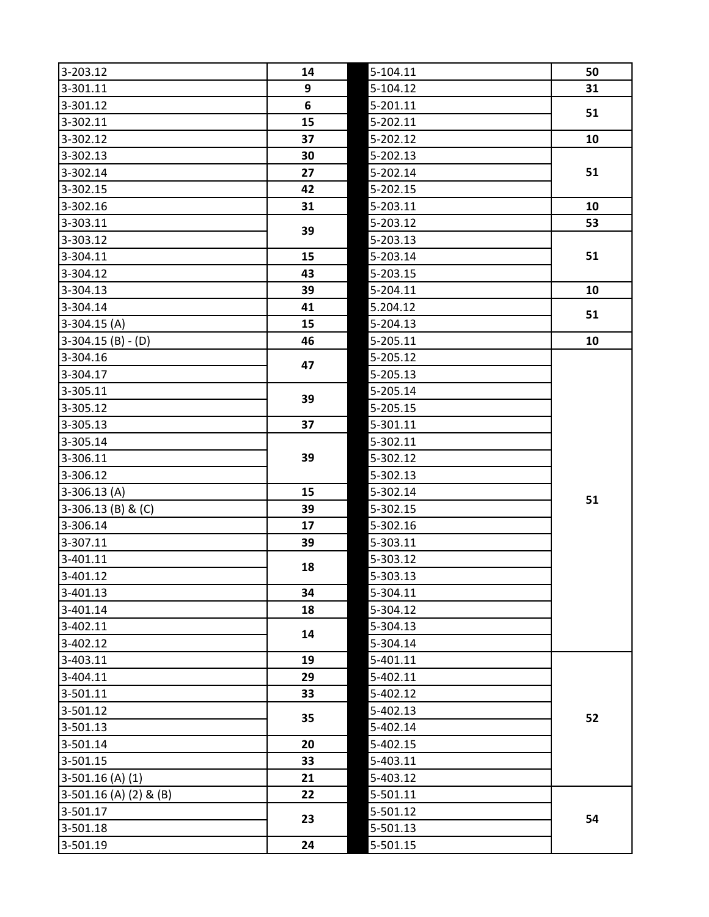| Section | Page | Section | Page |
|---|---|---|---|
| 3-203.12 | 14 | 5-104.11 | 50 |
| 3-301.11 | 9 | 5-104.12 | 31 |
| 3-301.12 | 6 | 5-201.11 | 51 |
| 3-302.11 | 15 | 5-202.11 | 51 |
| 3-302.12 | 37 | 5-202.12 | 10 |
| 3-302.13 | 30 | 5-202.13 | 51 |
| 3-302.14 | 27 | 5-202.14 | 51 |
| 3-302.15 | 42 | 5-202.15 | 51 |
| 3-302.16 | 31 | 5-203.11 | 10 |
| 3-303.11 | 39 | 5-203.12 | 53 |
| 3-303.12 | 39 | 5-203.13 | 51 |
| 3-304.11 | 15 | 5-203.14 | 51 |
| 3-304.12 | 43 | 5-203.15 | 51 |
| 3-304.13 | 39 | 5-204.11 | 10 |
| 3-304.14 | 41 | 5.204.12 | 51 |
| 3-304.15 (A) | 15 | 5-204.13 | 51 |
| 3-304.15 (B) - (D) | 46 | 5-205.11 | 10 |
| 3-304.16 | 47 | 5-205.12 | 51 |
| 3-304.17 | 47 | 5-205.13 | 51 |
| 3-305.11 | 39 | 5-205.14 | 51 |
| 3-305.12 | 39 | 5-205.15 | 51 |
| 3-305.13 | 37 | 5-301.11 | 51 |
| 3-305.14 | 39 | 5-302.11 | 51 |
| 3-306.11 | 39 | 5-302.12 | 51 |
| 3-306.12 | 39 | 5-302.13 | 51 |
| 3-306.13 (A) | 15 | 5-302.14 | 51 |
| 3-306.13 (B) & (C) | 39 | 5-302.15 | 51 |
| 3-306.14 | 17 | 5-302.16 | 51 |
| 3-307.11 | 39 | 5-303.11 | 51 |
| 3-401.11 | 18 | 5-303.12 | 51 |
| 3-401.12 | 18 | 5-303.13 | 51 |
| 3-401.13 | 34 | 5-304.11 | 51 |
| 3-401.14 | 18 | 5-304.12 | 51 |
| 3-402.11 | 14 | 5-304.13 | 51 |
| 3-402.12 | 14 | 5-304.14 | 51 |
| 3-403.11 | 19 | 5-401.11 | 52 |
| 3-404.11 | 29 | 5-402.11 | 52 |
| 3-501.11 | 33 | 5-402.12 | 52 |
| 3-501.12 | 35 | 5-402.13 | 52 |
| 3-501.13 | 35 | 5-402.14 | 52 |
| 3-501.14 | 20 | 5-402.15 | 52 |
| 3-501.15 | 33 | 5-403.11 | 52 |
| 3-501.16 (A) (1) | 21 | 5-403.12 | 52 |
| 3-501.16 (A) (2) & (B) | 22 | 5-501.11 | 54 |
| 3-501.17 | 23 | 5-501.12 | 54 |
| 3-501.18 | 23 | 5-501.13 | 54 |
| 3-501.19 | 24 | 5-501.15 | 54 |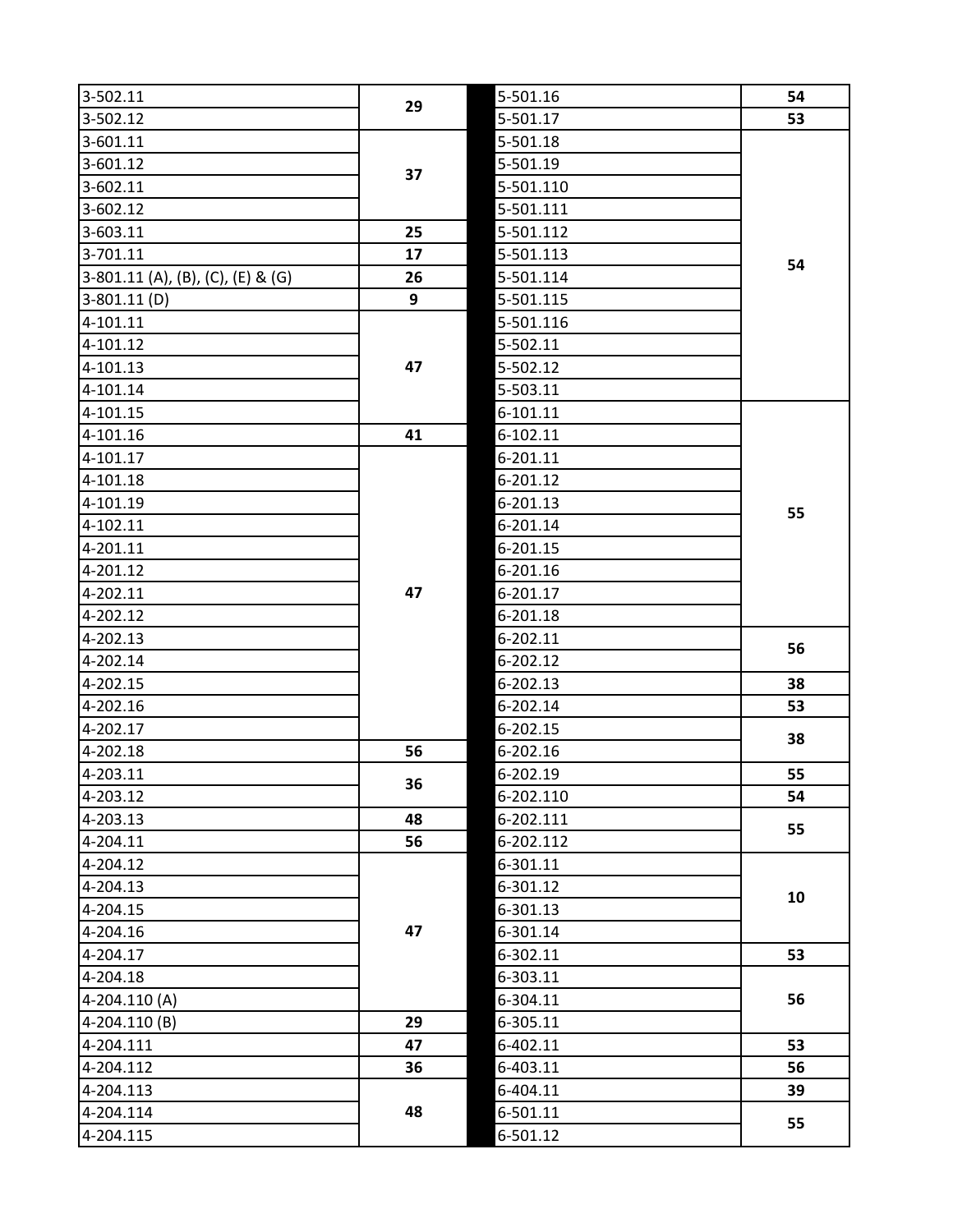| | |
|---|---|
| 3-502.11 | 29 |
| 3-502.12 | 29 |
| 3-601.11 | 37 |
| 3-601.12 | 37 |
| 3-602.11 | 37 |
| 3-602.12 | 37 |
| 3-603.11 | 25 |
| 3-701.11 | 17 |
| 3-801.11 (A), (B), (C), (E) & (G) | 26 |
| 3-801.11 (D) | 9 |
| 4-101.11 | 47 |
| 4-101.12 | 47 |
| 4-101.13 | 47 |
| 4-101.14 | 47 |
| 4-101.15 | 47 |
| 4-101.16 | 41 |
| 4-101.17 | 47 |
| 4-101.18 | 47 |
| 4-101.19 | 47 |
| 4-102.11 | 47 |
| 4-201.11 | 47 |
| 4-201.12 | 47 |
| 4-202.11 | 47 |
| 4-202.12 | 47 |
| 4-202.13 | 47 |
| 4-202.14 | 47 |
| 4-202.15 | 47 |
| 4-202.16 | 47 |
| 4-202.17 | 47 |
| 4-202.18 | 56 |
| 4-203.11 | 36 |
| 4-203.12 | 36 |
| 4-203.13 | 48 |
| 4-204.11 | 56 |
| 4-204.12 | 47 |
| 4-204.13 | 47 |
| 4-204.15 | 47 |
| 4-204.16 | 47 |
| 4-204.17 | 47 |
| 4-204.18 | 47 |
| 4-204.110 (A) | 47 |
| 4-204.110 (B) | 29 |
| 4-204.111 | 47 |
| 4-204.112 | 36 |
| 4-204.113 | 48 |
| 4-204.114 | 48 |
| 4-204.115 | 48 |
| 5-501.16 | 54 |
| 5-501.17 | 53 |
| 5-501.18 | 54 |
| 5-501.19 | 54 |
| 5-501.110 | 54 |
| 5-501.111 | 54 |
| 5-501.112 | 54 |
| 5-501.113 | 54 |
| 5-501.114 | 54 |
| 5-501.115 | 54 |
| 5-501.116 | 54 |
| 5-502.11 | 54 |
| 5-502.12 | 54 |
| 5-503.11 | 54 |
| 6-101.11 | 55 |
| 6-102.11 | 55 |
| 6-201.11 | 55 |
| 6-201.12 | 55 |
| 6-201.13 | 55 |
| 6-201.14 | 55 |
| 6-201.15 | 55 |
| 6-201.16 | 55 |
| 6-201.17 | 55 |
| 6-201.18 | 55 |
| 6-202.11 | 56 |
| 6-202.12 | 56 |
| 6-202.13 | 38 |
| 6-202.14 | 53 |
| 6-202.15 | 38 |
| 6-202.16 | 38 |
| 6-202.19 | 55 |
| 6-202.110 | 54 |
| 6-202.111 | 55 |
| 6-202.112 | 55 |
| 6-301.11 | 10 |
| 6-301.12 | 10 |
| 6-301.13 | 10 |
| 6-301.14 | 10 |
| 6-302.11 | 53 |
| 6-303.11 | 56 |
| 6-304.11 | 56 |
| 6-305.11 | 56 |
| 6-402.11 | 53 |
| 6-403.11 | 56 |
| 6-404.11 | 39 |
| 6-501.11 | 55 |
| 6-501.12 | 55 |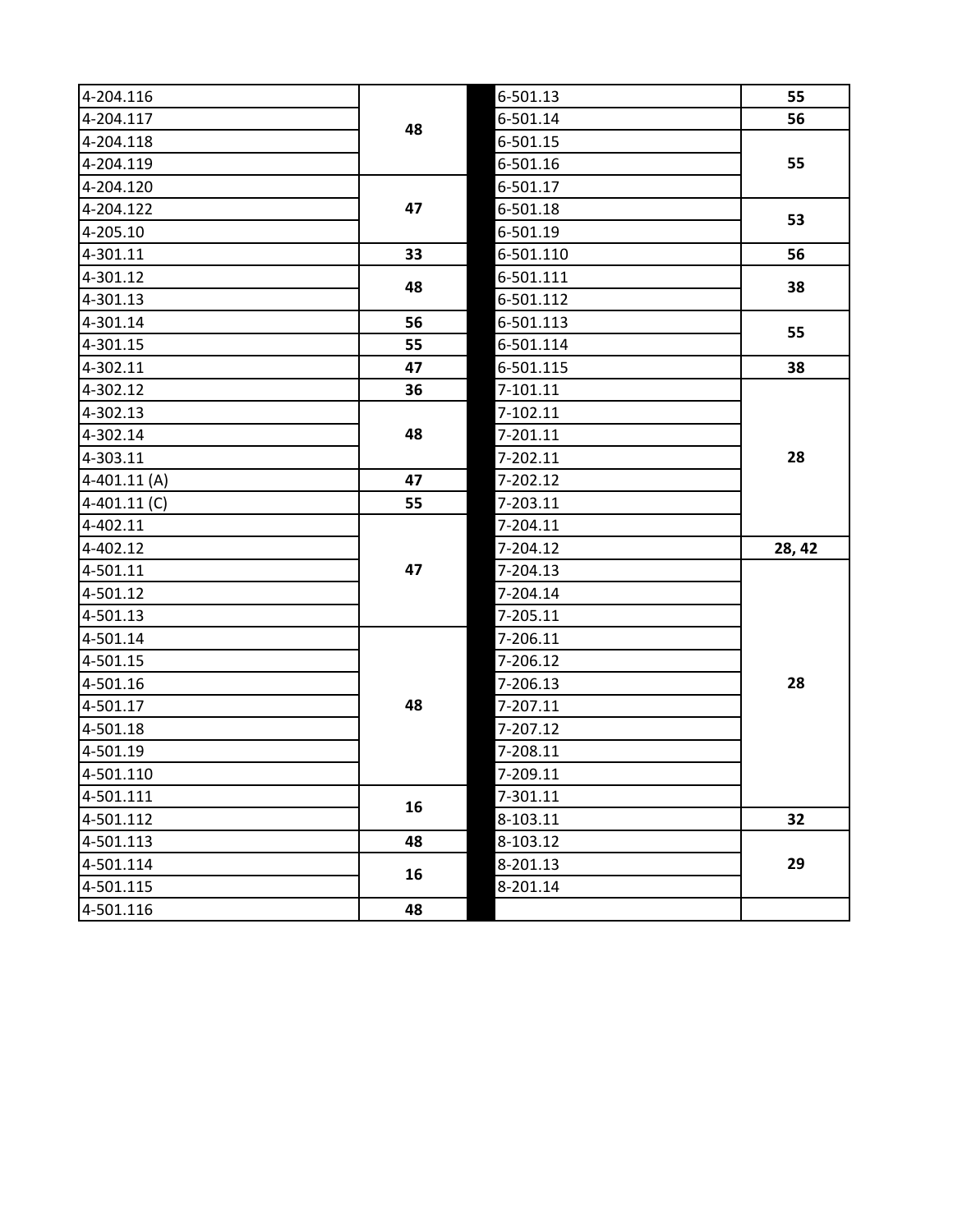| | | | |
|---|---|---|---|
| 4-204.116 | 48 | 6-501.13 | 55 |
| 4-204.117 | 48 | 6-501.14 | 56 |
| 4-204.118 | 48 | 6-501.15 | 55 |
| 4-204.119 | 48 | 6-501.16 | 55 |
| 4-204.120 | 47 | 6-501.17 | 55 |
| 4-204.122 | 47 | 6-501.18 | 53 |
| 4-205.10 | 47 | 6-501.19 | 53 |
| 4-301.11 | 33 | 6-501.110 | 56 |
| 4-301.12 | 48 | 6-501.111 | 38 |
| 4-301.13 | 48 | 6-501.112 | 38 |
| 4-301.14 | 56 | 6-501.113 | 55 |
| 4-301.15 | 55 | 6-501.114 | 55 |
| 4-302.11 | 47 | 6-501.115 | 38 |
| 4-302.12 | 36 | 7-101.11 | 28 |
| 4-302.13 | 48 | 7-102.11 | 28 |
| 4-302.14 | 48 | 7-201.11 | 28 |
| 4-303.11 | 48 | 7-202.11 | 28 |
| 4-401.11 (A) | 47 | 7-202.12 | 28 |
| 4-401.11 (C) | 55 | 7-203.11 | 28 |
| 4-402.11 | 47 | 7-204.11 | 28 |
| 4-402.12 | 47 | 7-204.12 | 28, 42 |
| 4-501.11 | 47 | 7-204.13 | 28 |
| 4-501.12 | 47 | 7-204.14 | 28 |
| 4-501.13 | 47 | 7-205.11 | 28 |
| 4-501.14 | 48 | 7-206.11 | 28 |
| 4-501.15 | 48 | 7-206.12 | 28 |
| 4-501.16 | 48 | 7-206.13 | 28 |
| 4-501.17 | 48 | 7-207.11 | 28 |
| 4-501.18 | 48 | 7-207.12 | 28 |
| 4-501.19 | 48 | 7-208.11 | 28 |
| 4-501.110 | 48 | 7-209.11 | 28 |
| 4-501.111 | 16 | 7-301.11 | 28 |
| 4-501.112 | 16 | 8-103.11 | 32 |
| 4-501.113 | 48 | 8-103.12 | 29 |
| 4-501.114 | 16 | 8-201.13 | 29 |
| 4-501.115 | 16 | 8-201.14 | 29 |
| 4-501.116 | 48 | | |